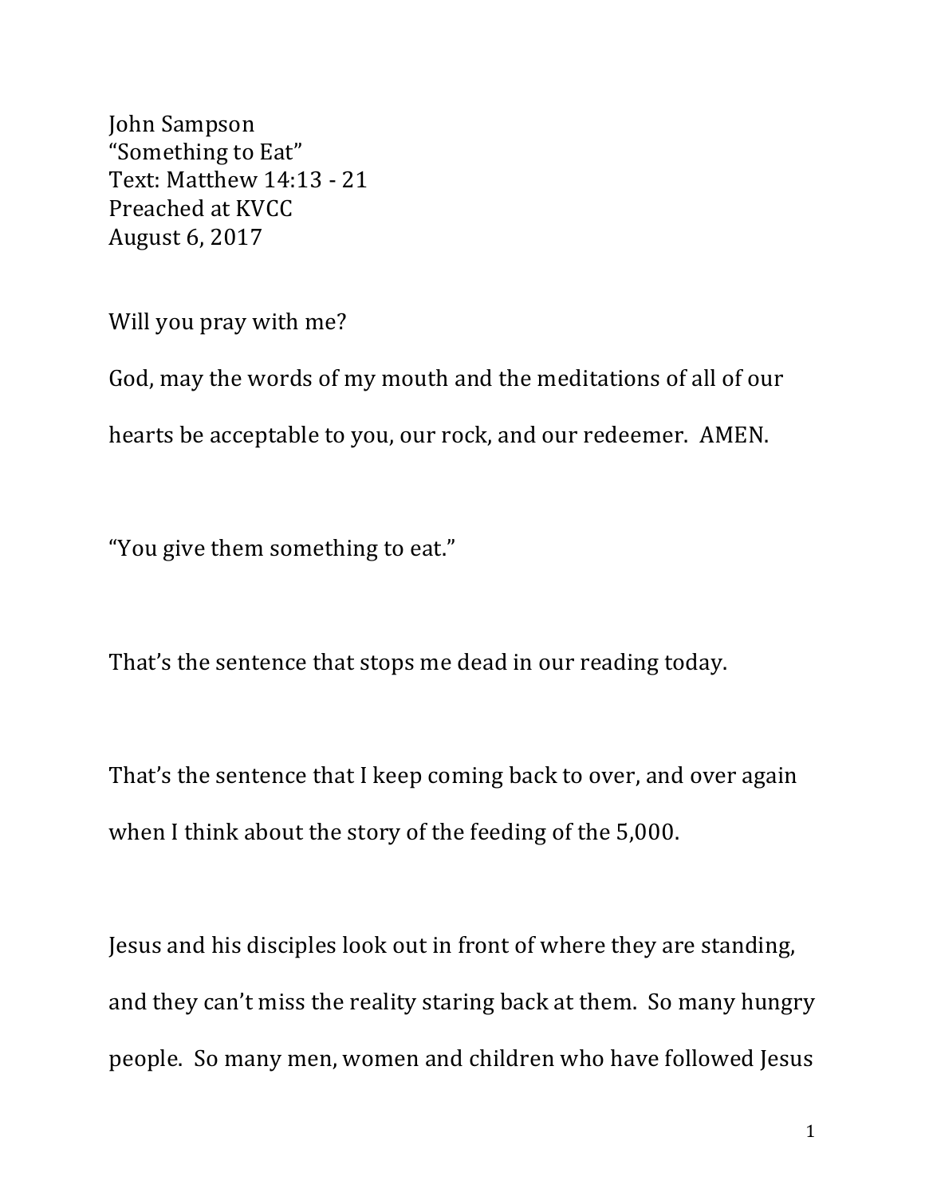John Sampson
"Something to Eat"
Text: Matthew 14:13 - 21
Preached at KVCC
August 6, 2017

Will you pray with me?

God, may the words of my mouth and the meditations of all of our hearts be acceptable to you, our rock, and our redeemer. AMEN.

"You give them something to eat."

That's the sentence that stops me dead in our reading today.

That's the sentence that I keep coming back to over, and over again when I think about the story of the feeding of the 5,000.

Jesus and his disciples look out in front of where they are standing, and they can't miss the reality staring back at them. So many hungry people. So many men, women and children who have followed Jesus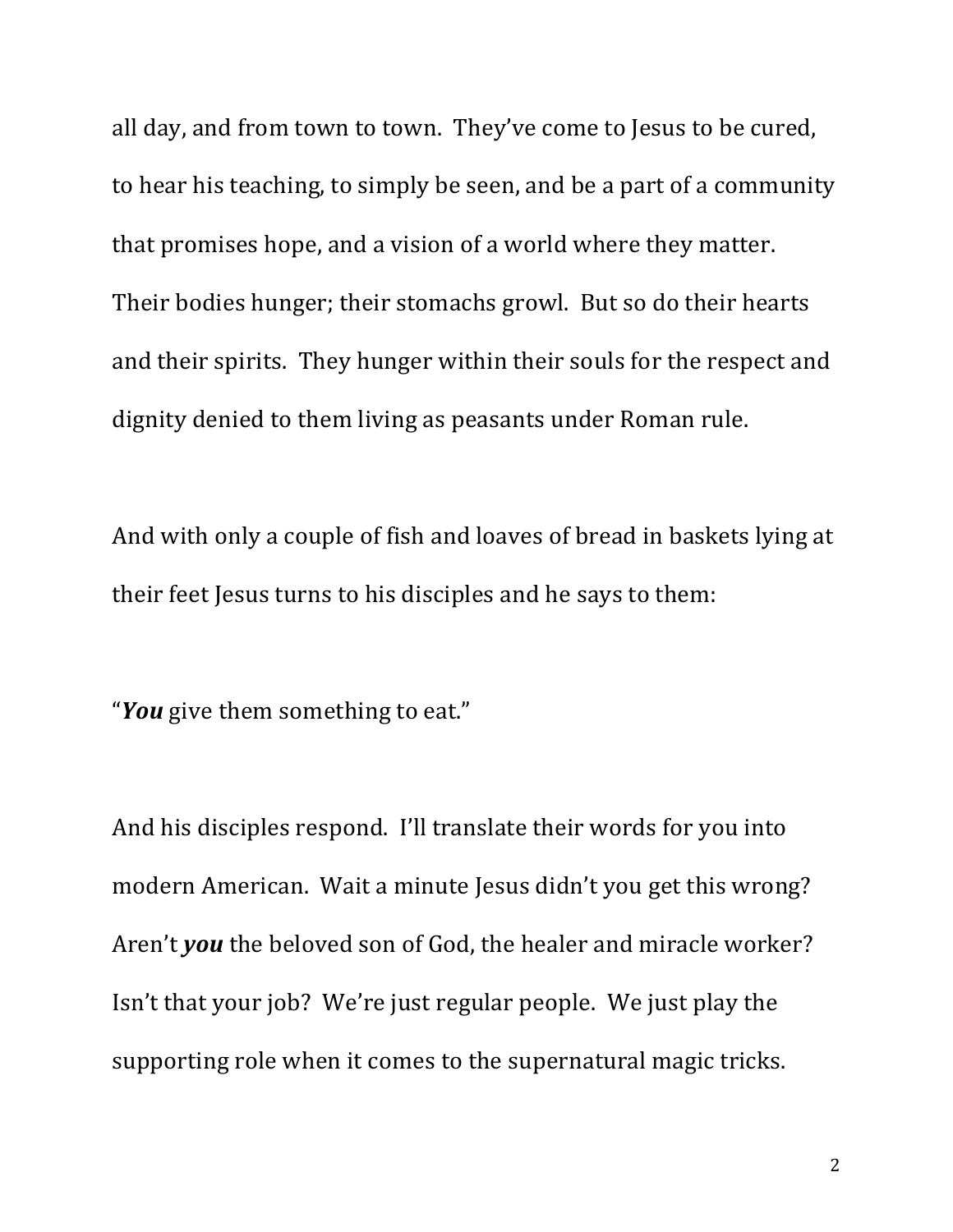all day, and from town to town. They've come to Jesus to be cured, to hear his teaching, to simply be seen, and be a part of a community that promises hope, and a vision of a world where they matter. Their bodies hunger; their stomachs growl. But so do their hearts and their spirits. They hunger within their souls for the respect and dignity denied to them living as peasants under Roman rule.

And with only a couple of fish and loaves of bread in baskets lying at their feet Jesus turns to his disciples and he says to them:

"***You*** give them something to eat."

And his disciples respond. I'll translate their words for you into modern American. Wait a minute Jesus didn't you get this wrong? Aren't ***you*** the beloved son of God, the healer and miracle worker? Isn't that your job? We're just regular people. We just play the supporting role when it comes to the supernatural magic tricks.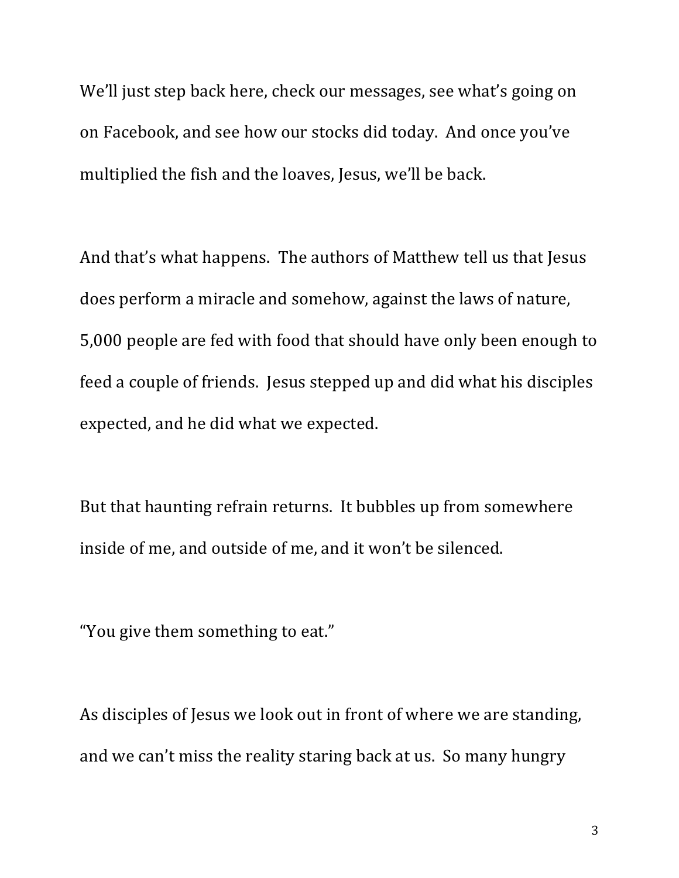We'll just step back here, check our messages, see what's going on on Facebook, and see how our stocks did today. And once you've multiplied the fish and the loaves, Jesus, we'll be back.

And that's what happens. The authors of Matthew tell us that Jesus does perform a miracle and somehow, against the laws of nature, 5,000 people are fed with food that should have only been enough to feed a couple of friends. Jesus stepped up and did what his disciples expected, and he did what we expected.

But that haunting refrain returns. It bubbles up from somewhere inside of me, and outside of me, and it won't be silenced.

"You give them something to eat."

As disciples of Jesus we look out in front of where we are standing, and we can't miss the reality staring back at us. So many hungry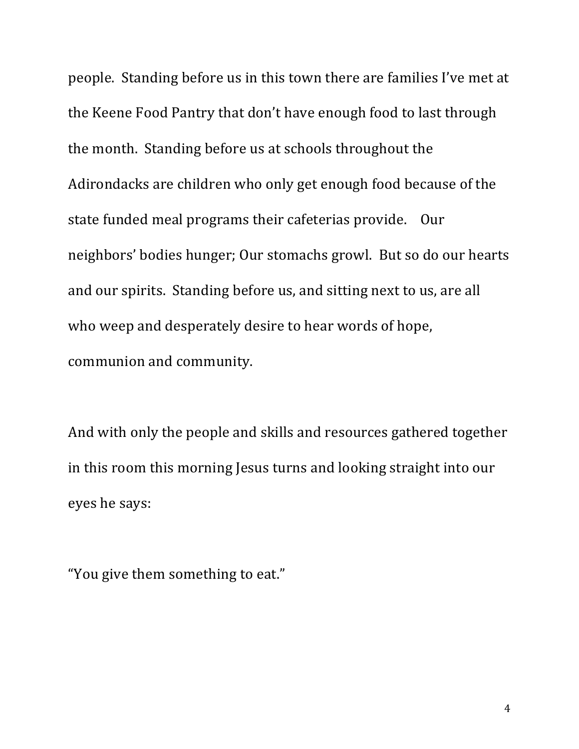people. Standing before us in this town there are families I've met at the Keene Food Pantry that don't have enough food to last through the month. Standing before us at schools throughout the Adirondacks are children who only get enough food because of the state funded meal programs their cafeterias provide. Our neighbors' bodies hunger; Our stomachs growl. But so do our hearts and our spirits. Standing before us, and sitting next to us, are all who weep and desperately desire to hear words of hope, communion and community.

And with only the people and skills and resources gathered together in this room this morning Jesus turns and looking straight into our eyes he says:

"You give them something to eat."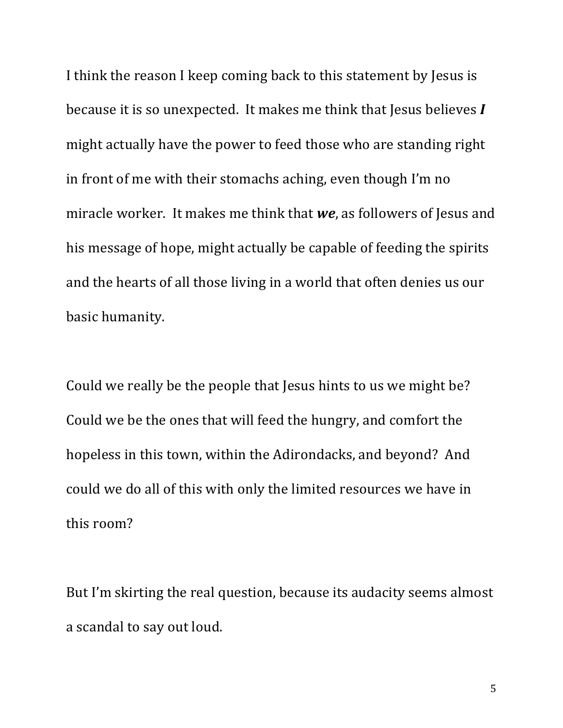I think the reason I keep coming back to this statement by Jesus is because it is so unexpected. It makes me think that Jesus believes ***I*** might actually have the power to feed those who are standing right in front of me with their stomachs aching, even though I'm no miracle worker. It makes me think that ***we***, as followers of Jesus and his message of hope, might actually be capable of feeding the spirits and the hearts of all those living in a world that often denies us our basic humanity.

Could we really be the people that Jesus hints to us we might be? Could we be the ones that will feed the hungry, and comfort the hopeless in this town, within the Adirondacks, and beyond? And could we do all of this with only the limited resources we have in this room?

But I'm skirting the real question, because its audacity seems almost a scandal to say out loud.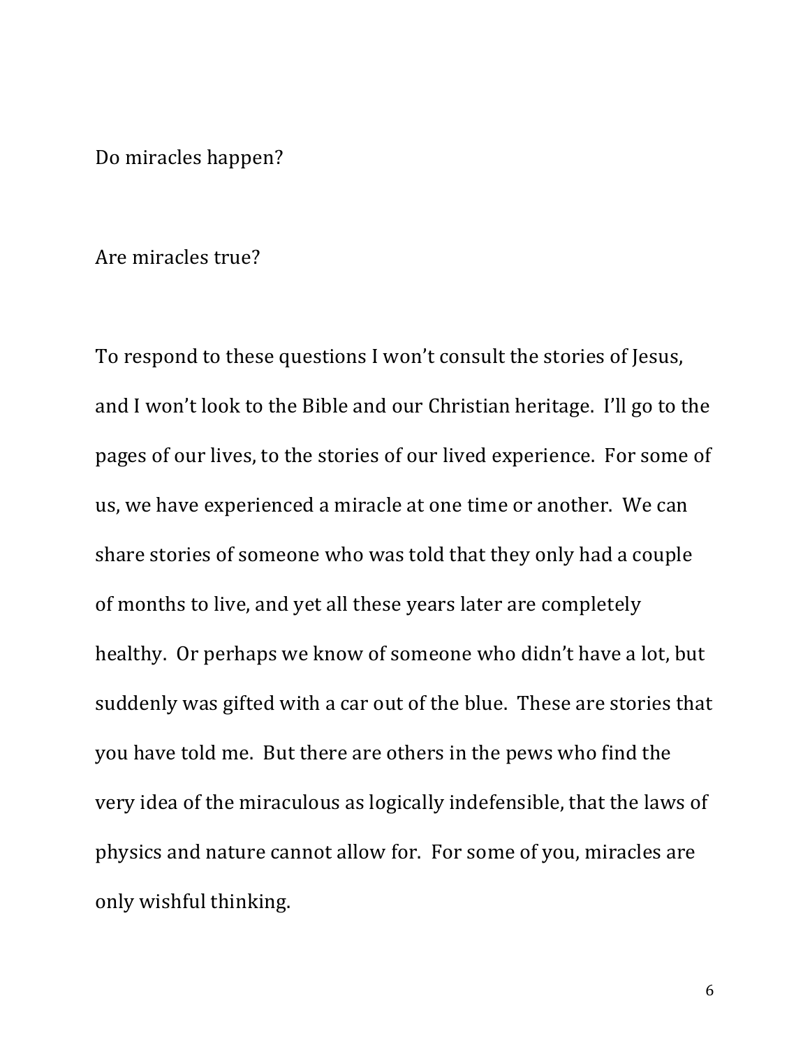Do miracles happen?

Are miracles true?

To respond to these questions I won't consult the stories of Jesus, and I won't look to the Bible and our Christian heritage. I'll go to the pages of our lives, to the stories of our lived experience. For some of us, we have experienced a miracle at one time or another. We can share stories of someone who was told that they only had a couple of months to live, and yet all these years later are completely healthy. Or perhaps we know of someone who didn't have a lot, but suddenly was gifted with a car out of the blue. These are stories that you have told me. But there are others in the pews who find the very idea of the miraculous as logically indefensible, that the laws of physics and nature cannot allow for. For some of you, miracles are only wishful thinking.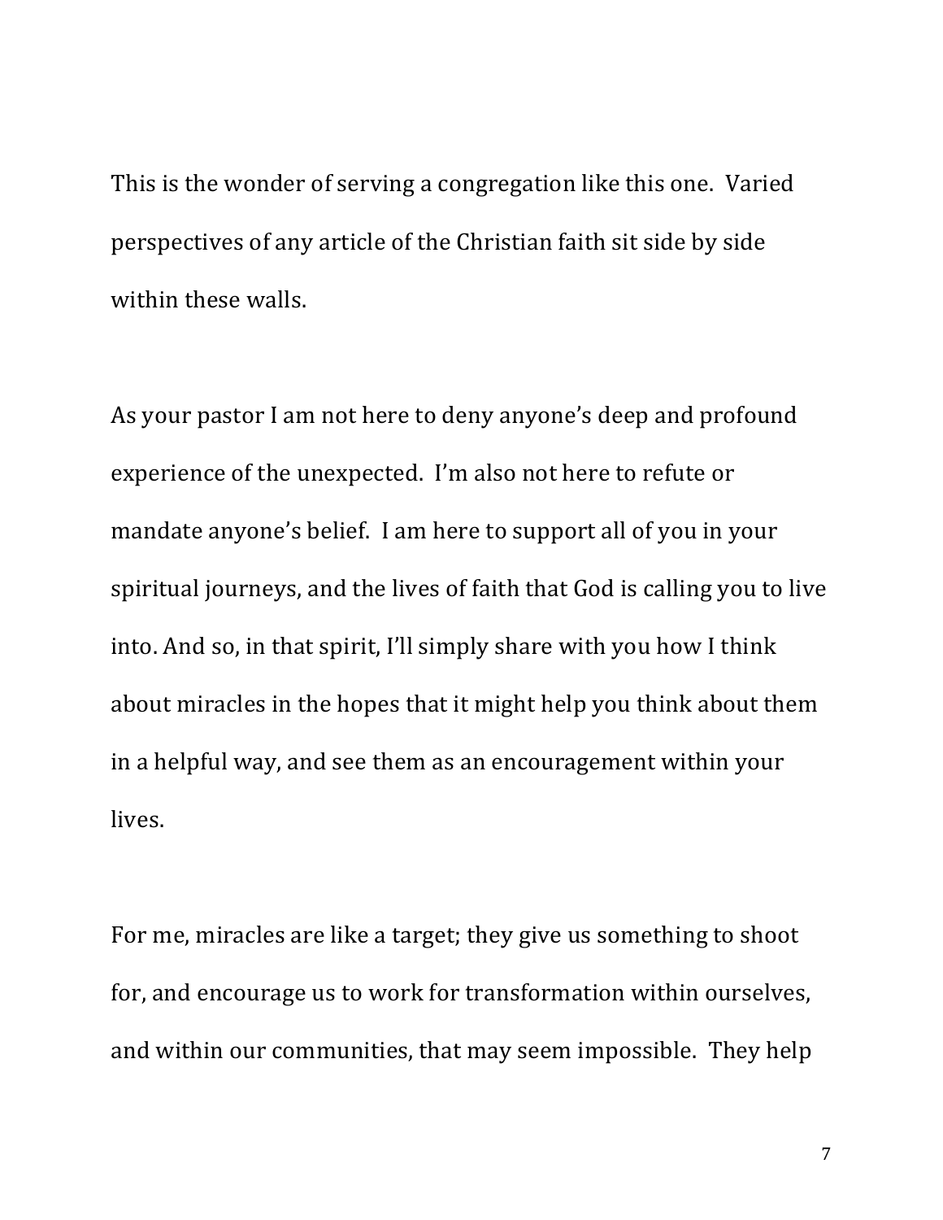This is the wonder of serving a congregation like this one. Varied perspectives of any article of the Christian faith sit side by side within these walls.

As your pastor I am not here to deny anyone's deep and profound experience of the unexpected. I'm also not here to refute or mandate anyone's belief. I am here to support all of you in your spiritual journeys, and the lives of faith that God is calling you to live into. And so, in that spirit, I'll simply share with you how I think about miracles in the hopes that it might help you think about them in a helpful way, and see them as an encouragement within your lives.

For me, miracles are like a target; they give us something to shoot for, and encourage us to work for transformation within ourselves, and within our communities, that may seem impossible. They help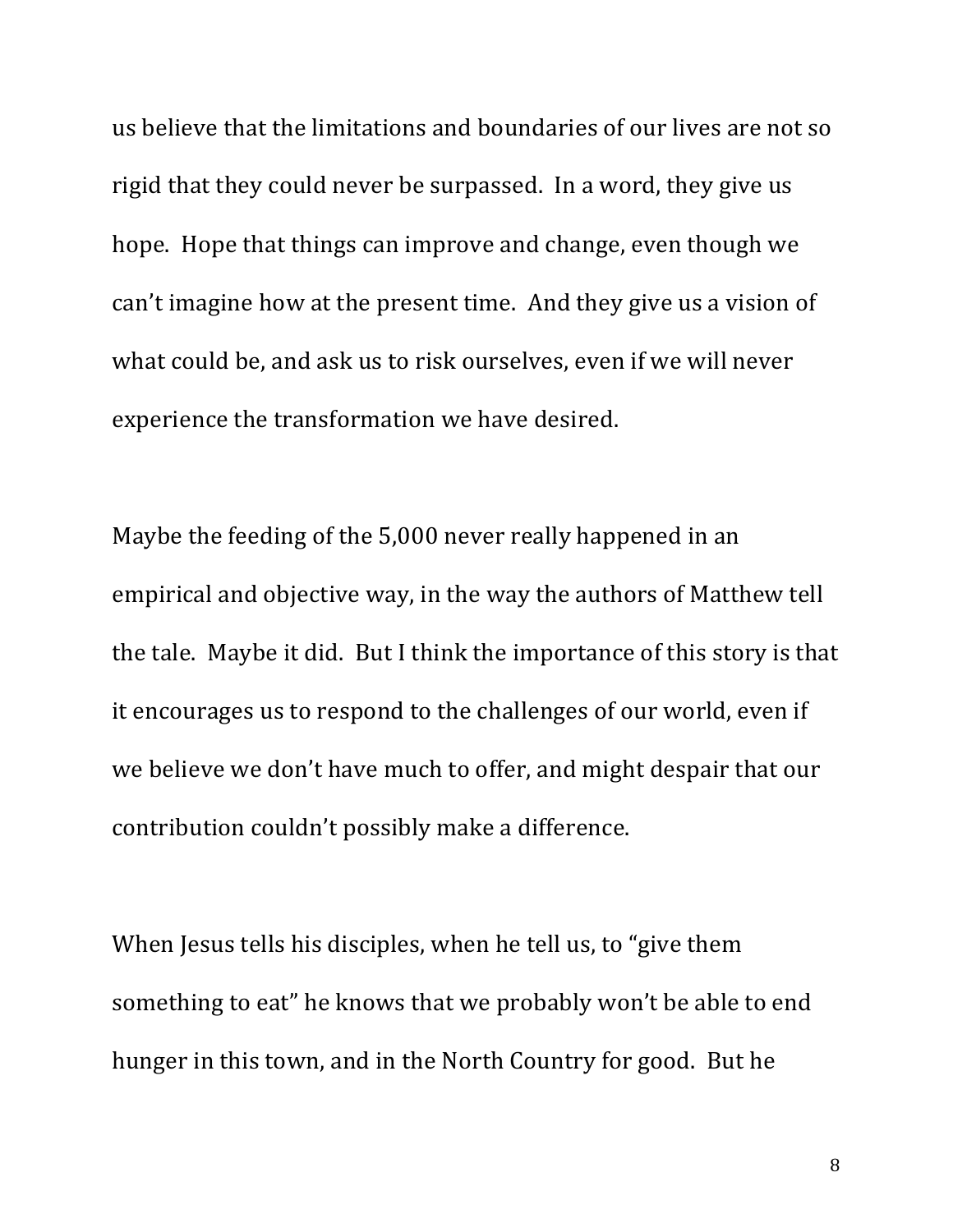us believe that the limitations and boundaries of our lives are not so rigid that they could never be surpassed. In a word, they give us hope. Hope that things can improve and change, even though we can't imagine how at the present time. And they give us a vision of what could be, and ask us to risk ourselves, even if we will never experience the transformation we have desired.

Maybe the feeding of the 5,000 never really happened in an empirical and objective way, in the way the authors of Matthew tell the tale. Maybe it did. But I think the importance of this story is that it encourages us to respond to the challenges of our world, even if we believe we don't have much to offer, and might despair that our contribution couldn't possibly make a difference.

When Jesus tells his disciples, when he tell us, to "give them something to eat" he knows that we probably won't be able to end hunger in this town, and in the North Country for good. But he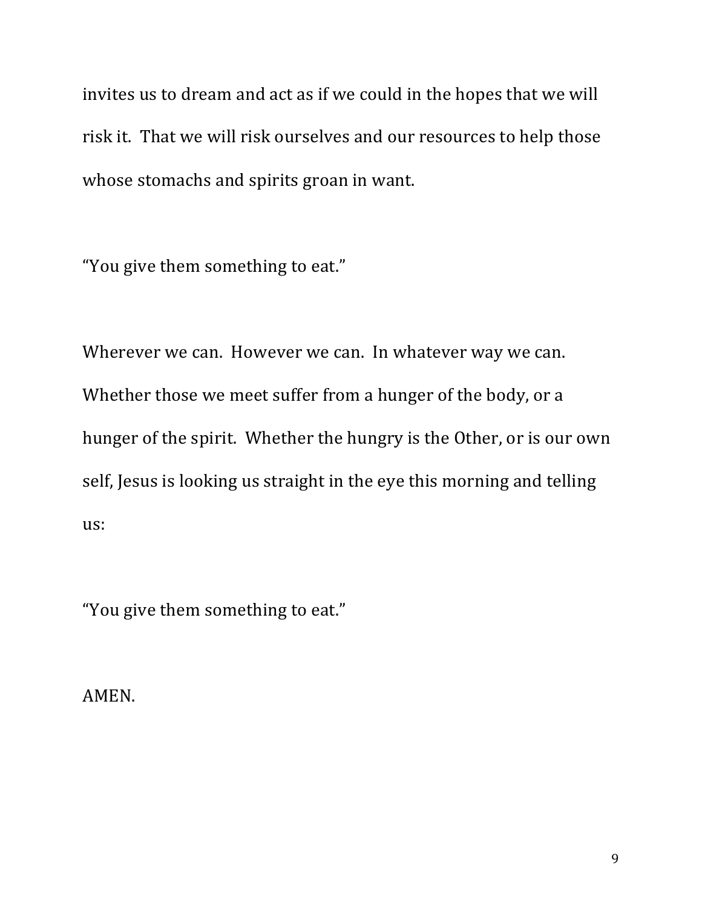invites us to dream and act as if we could in the hopes that we will risk it. That we will risk ourselves and our resources to help those whose stomachs and spirits groan in want.

"You give them something to eat."

Wherever we can. However we can. In whatever way we can. Whether those we meet suffer from a hunger of the body, or a hunger of the spirit. Whether the hungry is the Other, or is our own self, Jesus is looking us straight in the eye this morning and telling us:

"You give them something to eat."

AMEN.